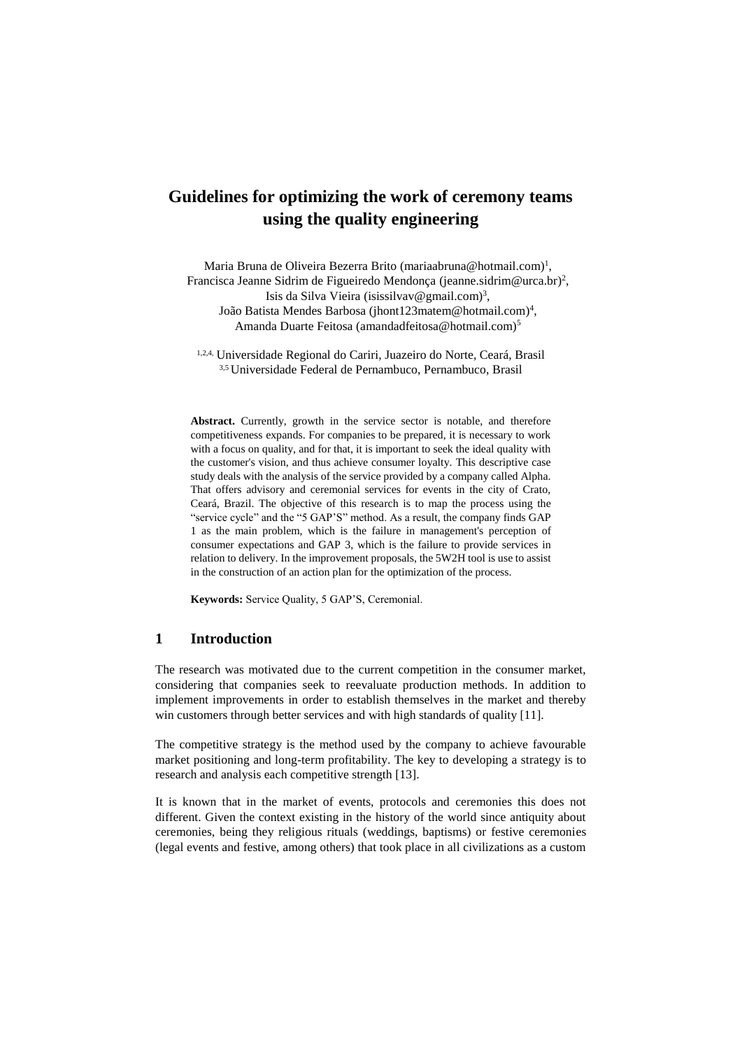# Guidelines for optimizing the work of ceremony teams using the quality engineering

Maria Bruna de Oliveira Bezerra Brito (mariaabruna@hotmail.com)[1],
Francisca Jeanne Sidrim de Figueiredo Mendonça (jeanne.sidrim@urca.br)[2],
Isis da Silva Vieira (isissilvav@gmail.com)[3],
João Batista Mendes Barbosa (jhont123matem@hotmail.com)[4],
Amanda Duarte Feitosa (amandadfeitosa@hotmail.com)[5]

[1,2,4,] Universidade Regional do Cariri, Juazeiro do Norte, Ceará, Brasil
[3,5] Universidade Federal de Pernambuco, Pernambuco, Brasil

**Abstract.** Currently, growth in the service sector is notable, and therefore competitiveness expands. For companies to be prepared, it is necessary to work with a focus on quality, and for that, it is important to seek the ideal quality with the customer's vision, and thus achieve consumer loyalty. This descriptive case study deals with the analysis of the service provided by a company called Alpha. That offers advisory and ceremonial services for events in the city of Crato, Ceará, Brazil. The objective of this research is to map the process using the "service cycle" and the "5 GAP'S" method. As a result, the company finds GAP 1 as the main problem, which is the failure in management's perception of consumer expectations and GAP 3, which is the failure to provide services in relation to delivery. In the improvement proposals, the 5W2H tool is use to assist in the construction of an action plan for the optimization of the process.

**Keywords:** Service Quality, 5 GAP'S, Ceremonial.

## 1 Introduction

The research was motivated due to the current competition in the consumer market, considering that companies seek to reevaluate production methods. In addition to implement improvements in order to establish themselves in the market and thereby win customers through better services and with high standards of quality [11].

The competitive strategy is the method used by the company to achieve favourable market positioning and long-term profitability. The key to developing a strategy is to research and analysis each competitive strength [13].

It is known that in the market of events, protocols and ceremonies this does not different. Given the context existing in the history of the world since antiquity about ceremonies, being they religious rituals (weddings, baptisms) or festive ceremonies (legal events and festive, among others) that took place in all civilizations as a custom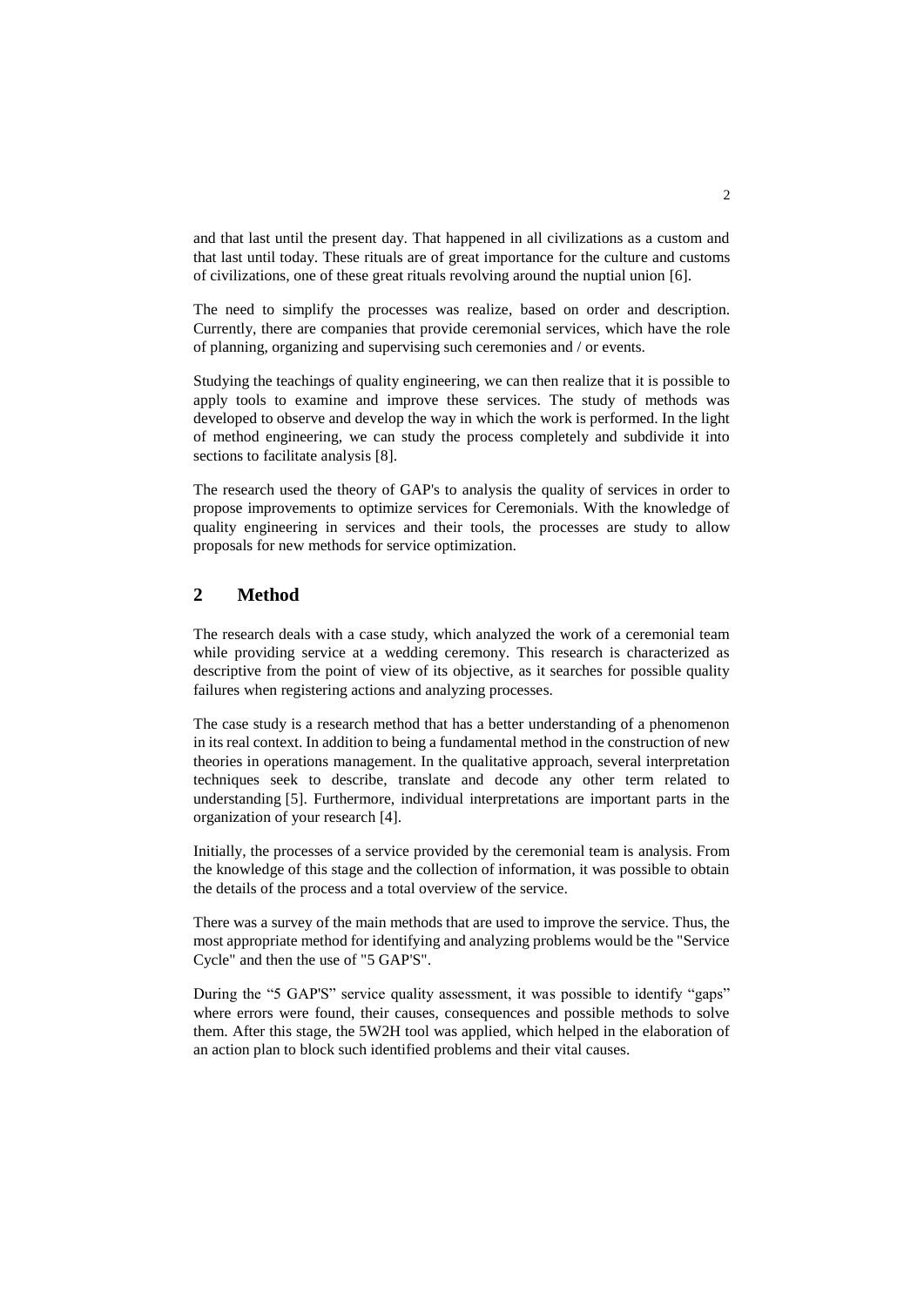and that last until the present day. That happened in all civilizations as a custom and that last until today. These rituals are of great importance for the culture and customs of civilizations, one of these great rituals revolving around the nuptial union [6].

The need to simplify the processes was realize, based on order and description. Currently, there are companies that provide ceremonial services, which have the role of planning, organizing and supervising such ceremonies and / or events.

Studying the teachings of quality engineering, we can then realize that it is possible to apply tools to examine and improve these services. The study of methods was developed to observe and develop the way in which the work is performed. In the light of method engineering, we can study the process completely and subdivide it into sections to facilitate analysis [8].

The research used the theory of GAP's to analysis the quality of services in order to propose improvements to optimize services for Ceremonials. With the knowledge of quality engineering in services and their tools, the processes are study to allow proposals for new methods for service optimization.

## 2 Method

The research deals with a case study, which analyzed the work of a ceremonial team while providing service at a wedding ceremony. This research is characterized as descriptive from the point of view of its objective, as it searches for possible quality failures when registering actions and analyzing processes.

The case study is a research method that has a better understanding of a phenomenon in its real context. In addition to being a fundamental method in the construction of new theories in operations management. In the qualitative approach, several interpretation techniques seek to describe, translate and decode any other term related to understanding [5]. Furthermore, individual interpretations are important parts in the organization of your research [4].

Initially, the processes of a service provided by the ceremonial team is analysis. From the knowledge of this stage and the collection of information, it was possible to obtain the details of the process and a total overview of the service.

There was a survey of the main methods that are used to improve the service. Thus, the most appropriate method for identifying and analyzing problems would be the "Service Cycle" and then the use of "5 GAP'S".

During the "5 GAP'S" service quality assessment, it was possible to identify "gaps" where errors were found, their causes, consequences and possible methods to solve them. After this stage, the 5W2H tool was applied, which helped in the elaboration of an action plan to block such identified problems and their vital causes.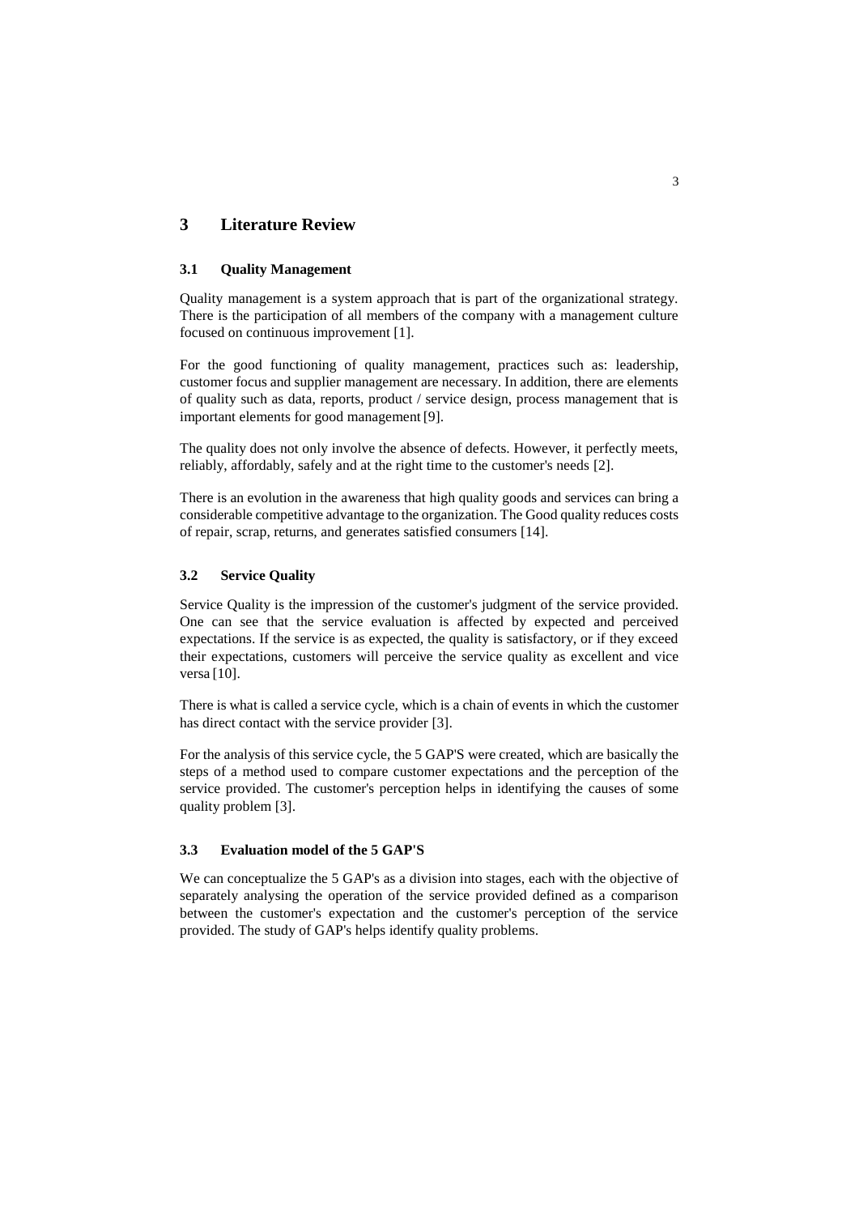# 3 Literature Review

## 3.1 Quality Management

Quality management is a system approach that is part of the organizational strategy. There is the participation of all members of the company with a management culture focused on continuous improvement [1].

For the good functioning of quality management, practices such as: leadership, customer focus and supplier management are necessary. In addition, there are elements of quality such as data, reports, product / service design, process management that is important elements for good management [9].

The quality does not only involve the absence of defects. However, it perfectly meets, reliably, affordably, safely and at the right time to the customer's needs [2].

There is an evolution in the awareness that high quality goods and services can bring a considerable competitive advantage to the organization. The Good quality reduces costs of repair, scrap, returns, and generates satisfied consumers [14].

## 3.2 Service Quality

Service Quality is the impression of the customer's judgment of the service provided. One can see that the service evaluation is affected by expected and perceived expectations. If the service is as expected, the quality is satisfactory, or if they exceed their expectations, customers will perceive the service quality as excellent and vice versa [10].

There is what is called a service cycle, which is a chain of events in which the customer has direct contact with the service provider [3].

For the analysis of this service cycle, the 5 GAP'S were created, which are basically the steps of a method used to compare customer expectations and the perception of the service provided. The customer's perception helps in identifying the causes of some quality problem [3].

## 3.3 Evaluation model of the 5 GAP'S

We can conceptualize the 5 GAP's as a division into stages, each with the objective of separately analysing the operation of the service provided defined as a comparison between the customer's expectation and the customer's perception of the service provided. The study of GAP's helps identify quality problems.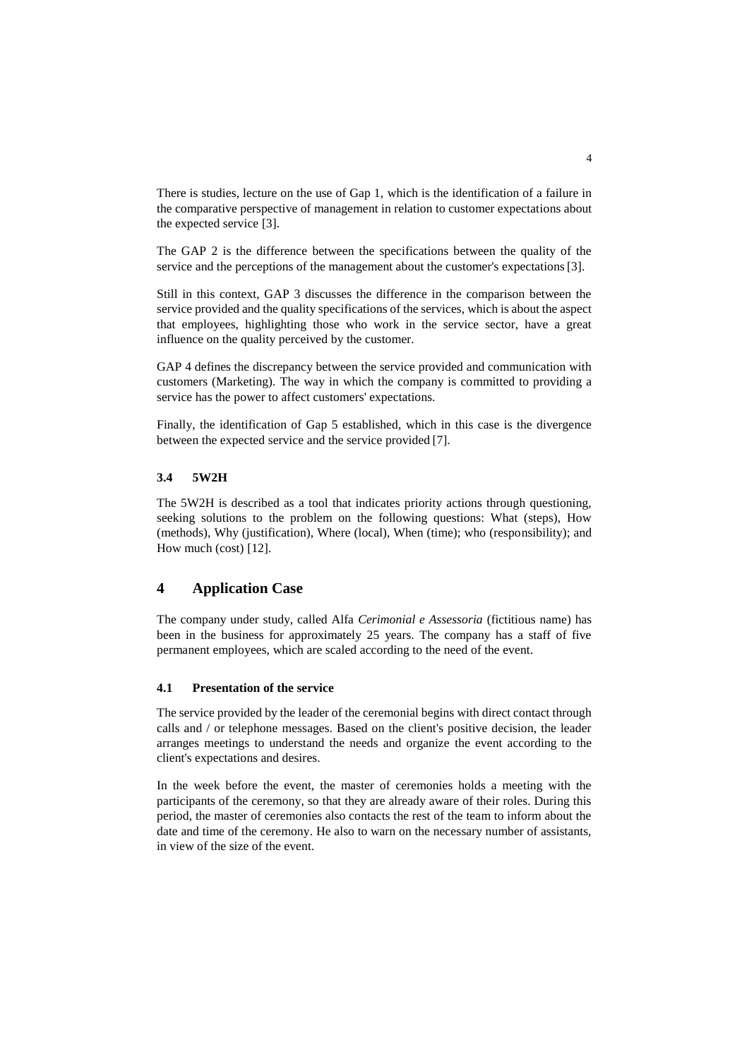There is studies, lecture on the use of Gap 1, which is the identification of a failure in the comparative perspective of management in relation to customer expectations about the expected service [3].

The GAP 2 is the difference between the specifications between the quality of the service and the perceptions of the management about the customer's expectations [3].

Still in this context, GAP 3 discusses the difference in the comparison between the service provided and the quality specifications of the services, which is about the aspect that employees, highlighting those who work in the service sector, have a great influence on the quality perceived by the customer.

GAP 4 defines the discrepancy between the service provided and communication with customers (Marketing). The way in which the company is committed to providing a service has the power to affect customers' expectations.

Finally, the identification of Gap 5 established, which in this case is the divergence between the expected service and the service provided [7].

### 3.4 5W2H

The 5W2H is described as a tool that indicates priority actions through questioning, seeking solutions to the problem on the following questions: What (steps), How (methods), Why (justification), Where (local), When (time); who (responsibility); and How much (cost) [12].

## 4 Application Case

The company under study, called Alfa *Cerimonial e Assessoria* (fictitious name) has been in the business for approximately 25 years. The company has a staff of five permanent employees, which are scaled according to the need of the event.

### 4.1 Presentation of the service

The service provided by the leader of the ceremonial begins with direct contact through calls and / or telephone messages. Based on the client's positive decision, the leader arranges meetings to understand the needs and organize the event according to the client's expectations and desires.

In the week before the event, the master of ceremonies holds a meeting with the participants of the ceremony, so that they are already aware of their roles. During this period, the master of ceremonies also contacts the rest of the team to inform about the date and time of the ceremony. He also to warn on the necessary number of assistants, in view of the size of the event.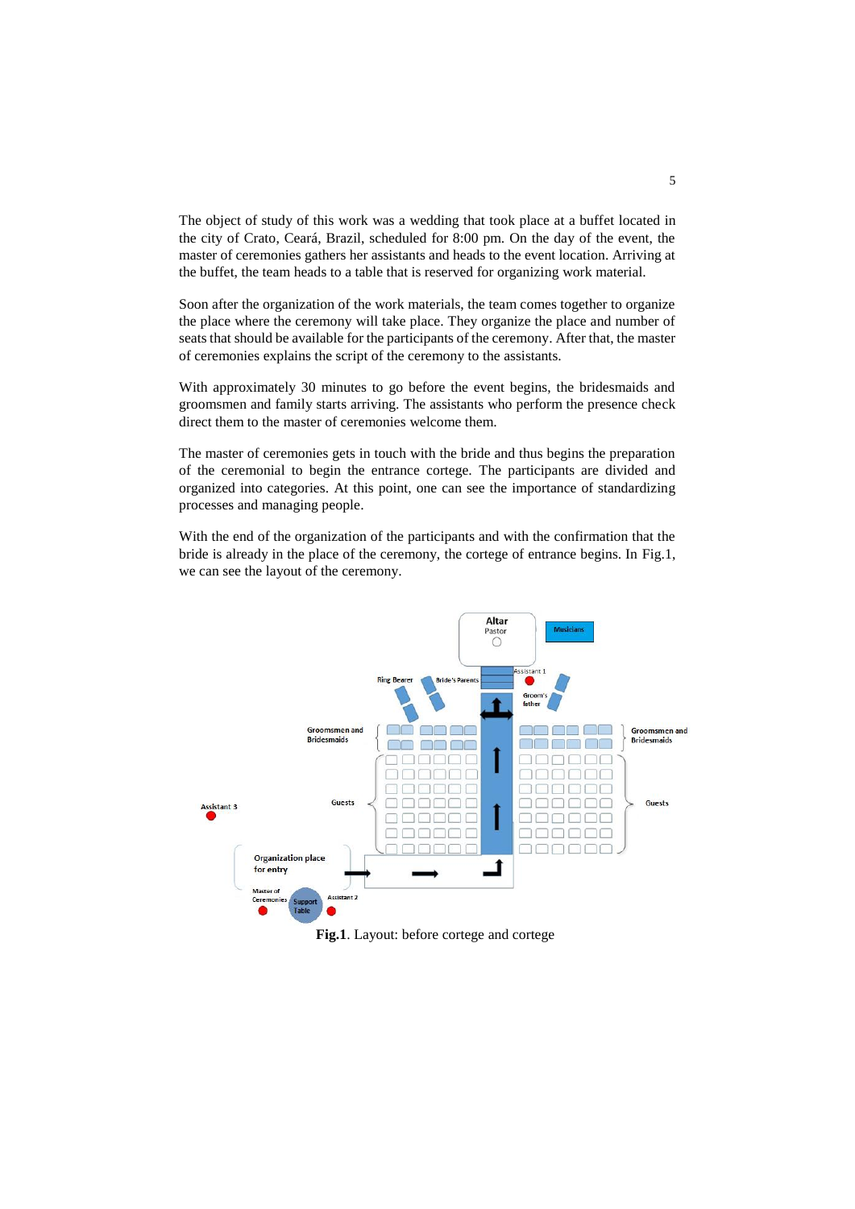The object of study of this work was a wedding that took place at a buffet located in the city of Crato, Ceará, Brazil, scheduled for 8:00 pm. On the day of the event, the master of ceremonies gathers her assistants and heads to the event location. Arriving at the buffet, the team heads to a table that is reserved for organizing work material.

Soon after the organization of the work materials, the team comes together to organize the place where the ceremony will take place. They organize the place and number of seats that should be available for the participants of the ceremony. After that, the master of ceremonies explains the script of the ceremony to the assistants.

With approximately 30 minutes to go before the event begins, the bridesmaids and groomsmen and family starts arriving. The assistants who perform the presence check direct them to the master of ceremonies welcome them.

The master of ceremonies gets in touch with the bride and thus begins the preparation of the ceremonial to begin the entrance cortege. The participants are divided and organized into categories. At this point, one can see the importance of standardizing processes and managing people.

With the end of the organization of the participants and with the confirmation that the bride is already in the place of the ceremony, the cortege of entrance begins. In Fig.1, we can see the layout of the ceremony.

Altar
Pastor
Musicians
Assistant 1
Ring Bearer
Bride's Parents
Groom's father
Groomsmen and Bridesmaids
Groomsmen and Bridesmaids
Guests
Guests
Assistant 3
Organization place for entry
Master of Ceremonies
Support Table
Assistant 2

**Fig.1**. Layout: before cortege and cortege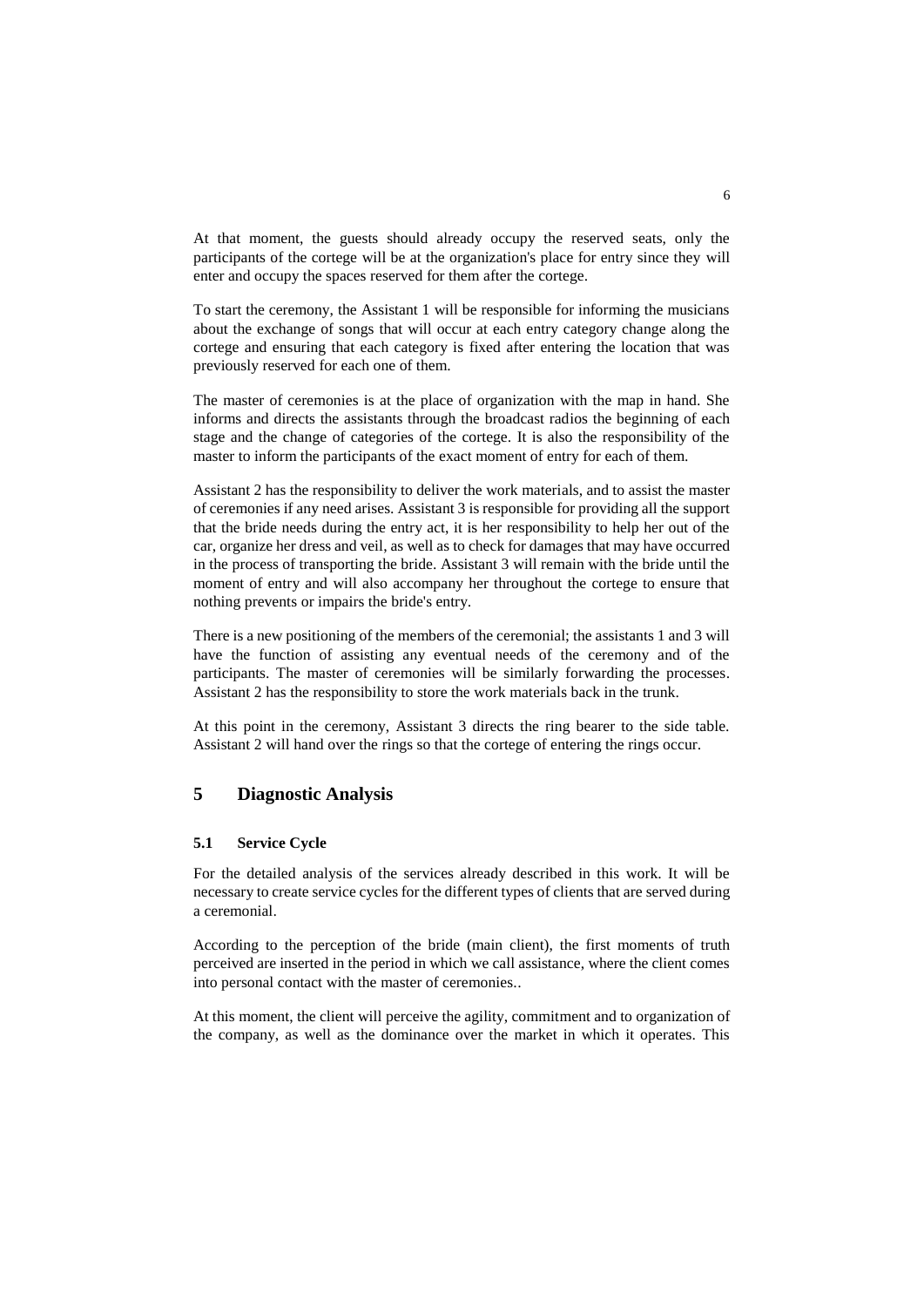At that moment, the guests should already occupy the reserved seats, only the participants of the cortege will be at the organization's place for entry since they will enter and occupy the spaces reserved for them after the cortege.

To start the ceremony, the Assistant 1 will be responsible for informing the musicians about the exchange of songs that will occur at each entry category change along the cortege and ensuring that each category is fixed after entering the location that was previously reserved for each one of them.

The master of ceremonies is at the place of organization with the map in hand. She informs and directs the assistants through the broadcast radios the beginning of each stage and the change of categories of the cortege. It is also the responsibility of the master to inform the participants of the exact moment of entry for each of them.

Assistant 2 has the responsibility to deliver the work materials, and to assist the master of ceremonies if any need arises. Assistant 3 is responsible for providing all the support that the bride needs during the entry act, it is her responsibility to help her out of the car, organize her dress and veil, as well as to check for damages that may have occurred in the process of transporting the bride. Assistant 3 will remain with the bride until the moment of entry and will also accompany her throughout the cortege to ensure that nothing prevents or impairs the bride's entry.

There is a new positioning of the members of the ceremonial; the assistants 1 and 3 will have the function of assisting any eventual needs of the ceremony and of the participants. The master of ceremonies will be similarly forwarding the processes. Assistant 2 has the responsibility to store the work materials back in the trunk.

At this point in the ceremony, Assistant 3 directs the ring bearer to the side table. Assistant 2 will hand over the rings so that the cortege of entering the rings occur.

## 5 Diagnostic Analysis

### 5.1 Service Cycle

For the detailed analysis of the services already described in this work. It will be necessary to create service cycles for the different types of clients that are served during a ceremonial.

According to the perception of the bride (main client), the first moments of truth perceived are inserted in the period in which we call assistance, where the client comes into personal contact with the master of ceremonies..

At this moment, the client will perceive the agility, commitment and to organization of the company, as well as the dominance over the market in which it operates. This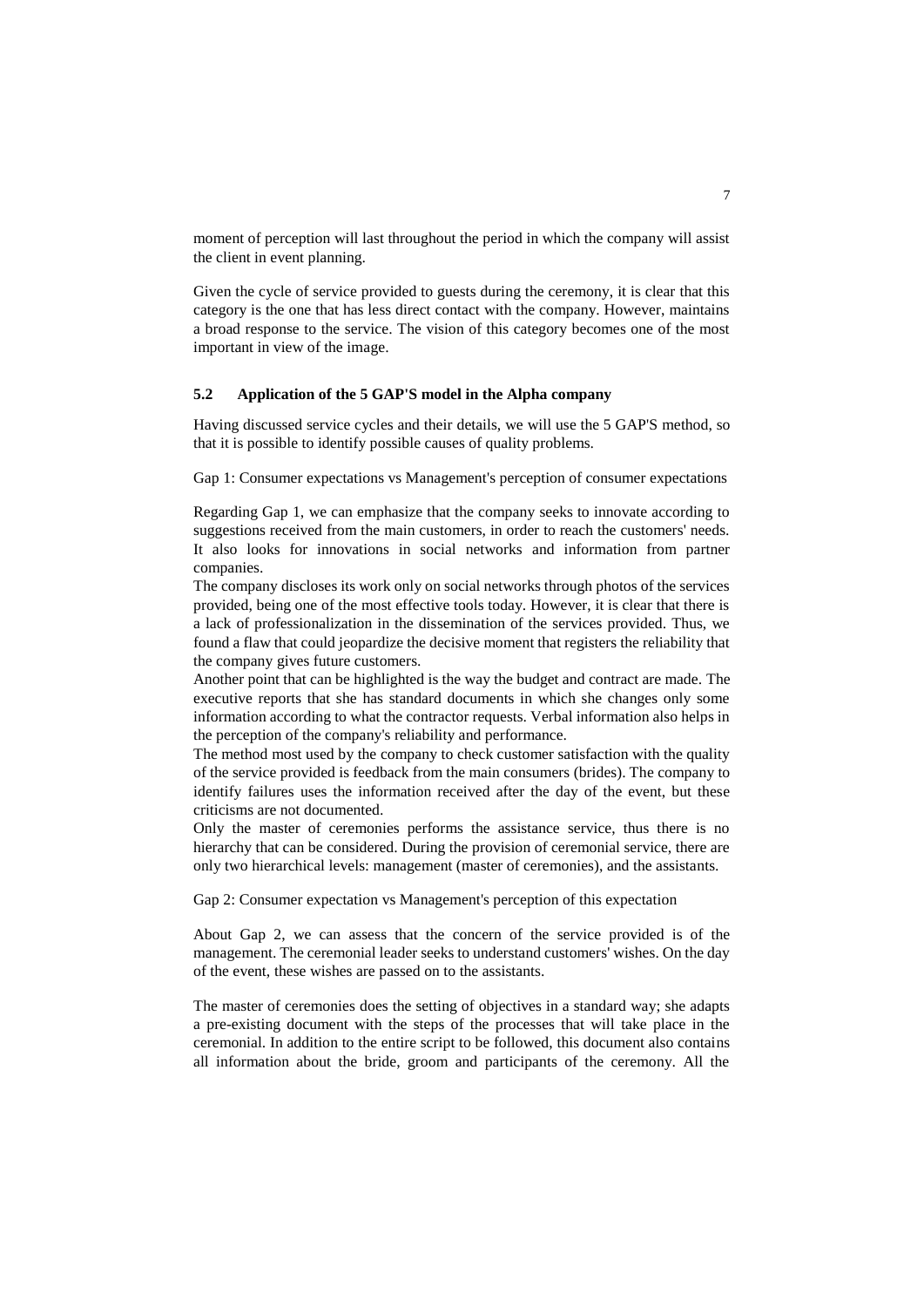moment of perception will last throughout the period in which the company will assist the client in event planning.

Given the cycle of service provided to guests during the ceremony, it is clear that this category is the one that has less direct contact with the company. However, maintains a broad response to the service. The vision of this category becomes one of the most important in view of the image.

### 5.2 Application of the 5 GAP'S model in the Alpha company

Having discussed service cycles and their details, we will use the 5 GAP'S method, so that it is possible to identify possible causes of quality problems.

Gap 1: Consumer expectations vs Management's perception of consumer expectations

Regarding Gap 1, we can emphasize that the company seeks to innovate according to suggestions received from the main customers, in order to reach the customers' needs. It also looks for innovations in social networks and information from partner companies.

The company discloses its work only on social networks through photos of the services provided, being one of the most effective tools today. However, it is clear that there is a lack of professionalization in the dissemination of the services provided. Thus, we found a flaw that could jeopardize the decisive moment that registers the reliability that the company gives future customers.

Another point that can be highlighted is the way the budget and contract are made. The executive reports that she has standard documents in which she changes only some information according to what the contractor requests. Verbal information also helps in the perception of the company's reliability and performance.

The method most used by the company to check customer satisfaction with the quality of the service provided is feedback from the main consumers (brides). The company to identify failures uses the information received after the day of the event, but these criticisms are not documented.

Only the master of ceremonies performs the assistance service, thus there is no hierarchy that can be considered. During the provision of ceremonial service, there are only two hierarchical levels: management (master of ceremonies), and the assistants.

Gap 2: Consumer expectation vs Management's perception of this expectation

About Gap 2, we can assess that the concern of the service provided is of the management. The ceremonial leader seeks to understand customers' wishes. On the day of the event, these wishes are passed on to the assistants.

The master of ceremonies does the setting of objectives in a standard way; she adapts a pre-existing document with the steps of the processes that will take place in the ceremonial. In addition to the entire script to be followed, this document also contains all information about the bride, groom and participants of the ceremony. All the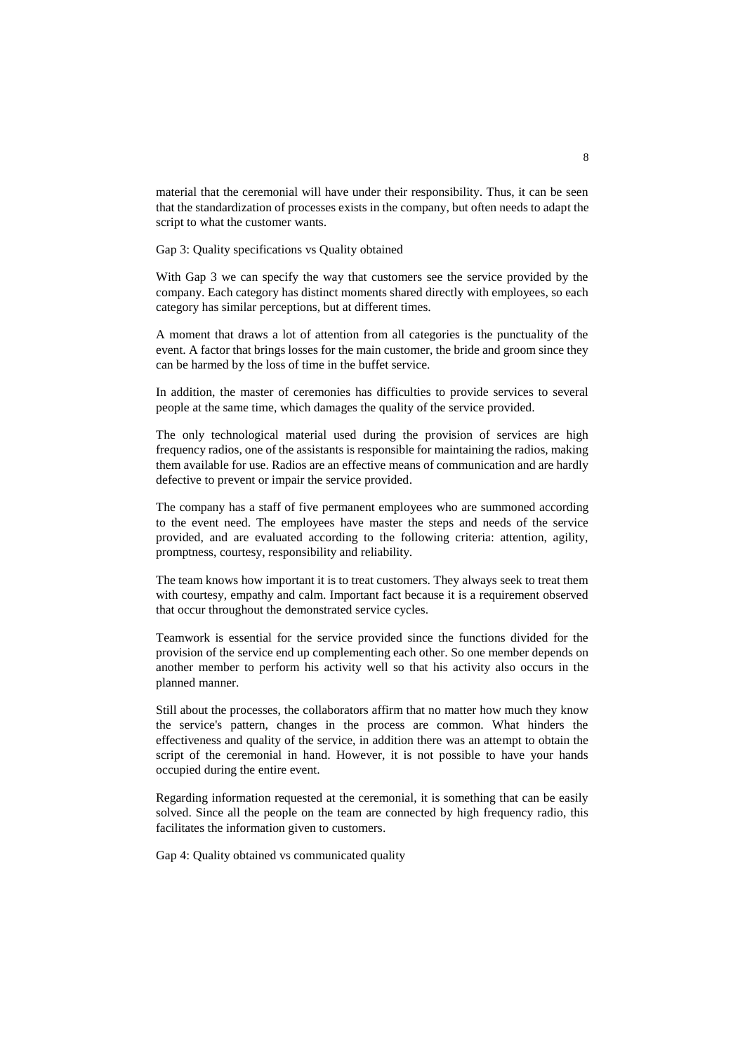material that the ceremonial will have under their responsibility. Thus, it can be seen that the standardization of processes exists in the company, but often needs to adapt the script to what the customer wants.

Gap 3: Quality specifications vs Quality obtained

With Gap 3 we can specify the way that customers see the service provided by the company. Each category has distinct moments shared directly with employees, so each category has similar perceptions, but at different times.

A moment that draws a lot of attention from all categories is the punctuality of the event. A factor that brings losses for the main customer, the bride and groom since they can be harmed by the loss of time in the buffet service.

In addition, the master of ceremonies has difficulties to provide services to several people at the same time, which damages the quality of the service provided.

The only technological material used during the provision of services are high frequency radios, one of the assistants is responsible for maintaining the radios, making them available for use. Radios are an effective means of communication and are hardly defective to prevent or impair the service provided.

The company has a staff of five permanent employees who are summoned according to the event need. The employees have master the steps and needs of the service provided, and are evaluated according to the following criteria: attention, agility, promptness, courtesy, responsibility and reliability.

The team knows how important it is to treat customers. They always seek to treat them with courtesy, empathy and calm. Important fact because it is a requirement observed that occur throughout the demonstrated service cycles.

Teamwork is essential for the service provided since the functions divided for the provision of the service end up complementing each other. So one member depends on another member to perform his activity well so that his activity also occurs in the planned manner.

Still about the processes, the collaborators affirm that no matter how much they know the service's pattern, changes in the process are common. What hinders the effectiveness and quality of the service, in addition there was an attempt to obtain the script of the ceremonial in hand. However, it is not possible to have your hands occupied during the entire event.

Regarding information requested at the ceremonial, it is something that can be easily solved. Since all the people on the team are connected by high frequency radio, this facilitates the information given to customers.

Gap 4: Quality obtained vs communicated quality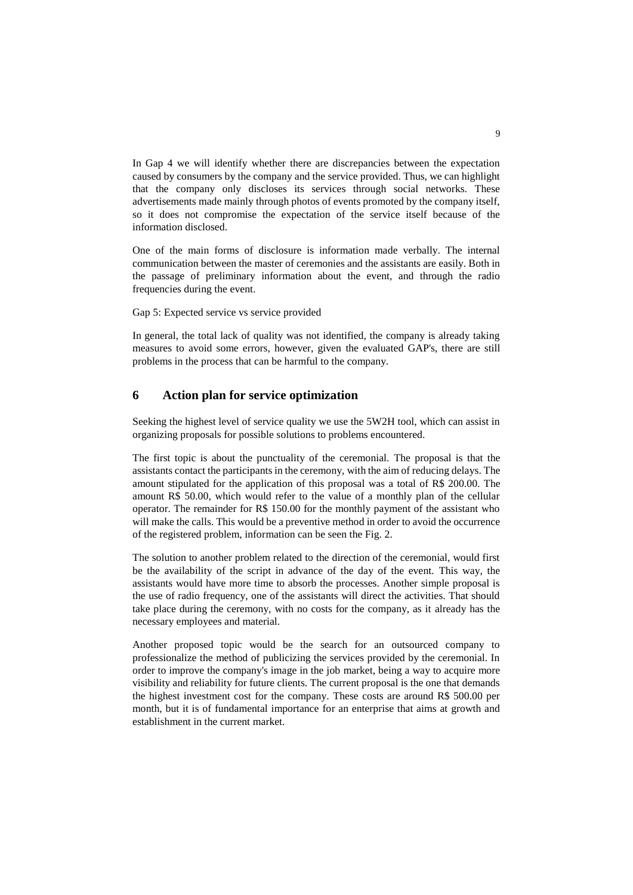In Gap 4 we will identify whether there are discrepancies between the expectation caused by consumers by the company and the service provided. Thus, we can highlight that the company only discloses its services through social networks. These advertisements made mainly through photos of events promoted by the company itself, so it does not compromise the expectation of the service itself because of the information disclosed.

One of the main forms of disclosure is information made verbally. The internal communication between the master of ceremonies and the assistants are easily. Both in the passage of preliminary information about the event, and through the radio frequencies during the event.

Gap 5: Expected service vs service provided

In general, the total lack of quality was not identified, the company is already taking measures to avoid some errors, however, given the evaluated GAP's, there are still problems in the process that can be harmful to the company.

## 6 Action plan for service optimization

Seeking the highest level of service quality we use the 5W2H tool, which can assist in organizing proposals for possible solutions to problems encountered.

The first topic is about the punctuality of the ceremonial. The proposal is that the assistants contact the participants in the ceremony, with the aim of reducing delays. The amount stipulated for the application of this proposal was a total of R$ 200.00. The amount R$ 50.00, which would refer to the value of a monthly plan of the cellular operator. The remainder for R$ 150.00 for the monthly payment of the assistant who will make the calls. This would be a preventive method in order to avoid the occurrence of the registered problem, information can be seen the Fig. 2.

The solution to another problem related to the direction of the ceremonial, would first be the availability of the script in advance of the day of the event. This way, the assistants would have more time to absorb the processes. Another simple proposal is the use of radio frequency, one of the assistants will direct the activities. That should take place during the ceremony, with no costs for the company, as it already has the necessary employees and material.

Another proposed topic would be the search for an outsourced company to professionalize the method of publicizing the services provided by the ceremonial. In order to improve the company's image in the job market, being a way to acquire more visibility and reliability for future clients. The current proposal is the one that demands the highest investment cost for the company. These costs are around R$ 500.00 per month, but it is of fundamental importance for an enterprise that aims at growth and establishment in the current market.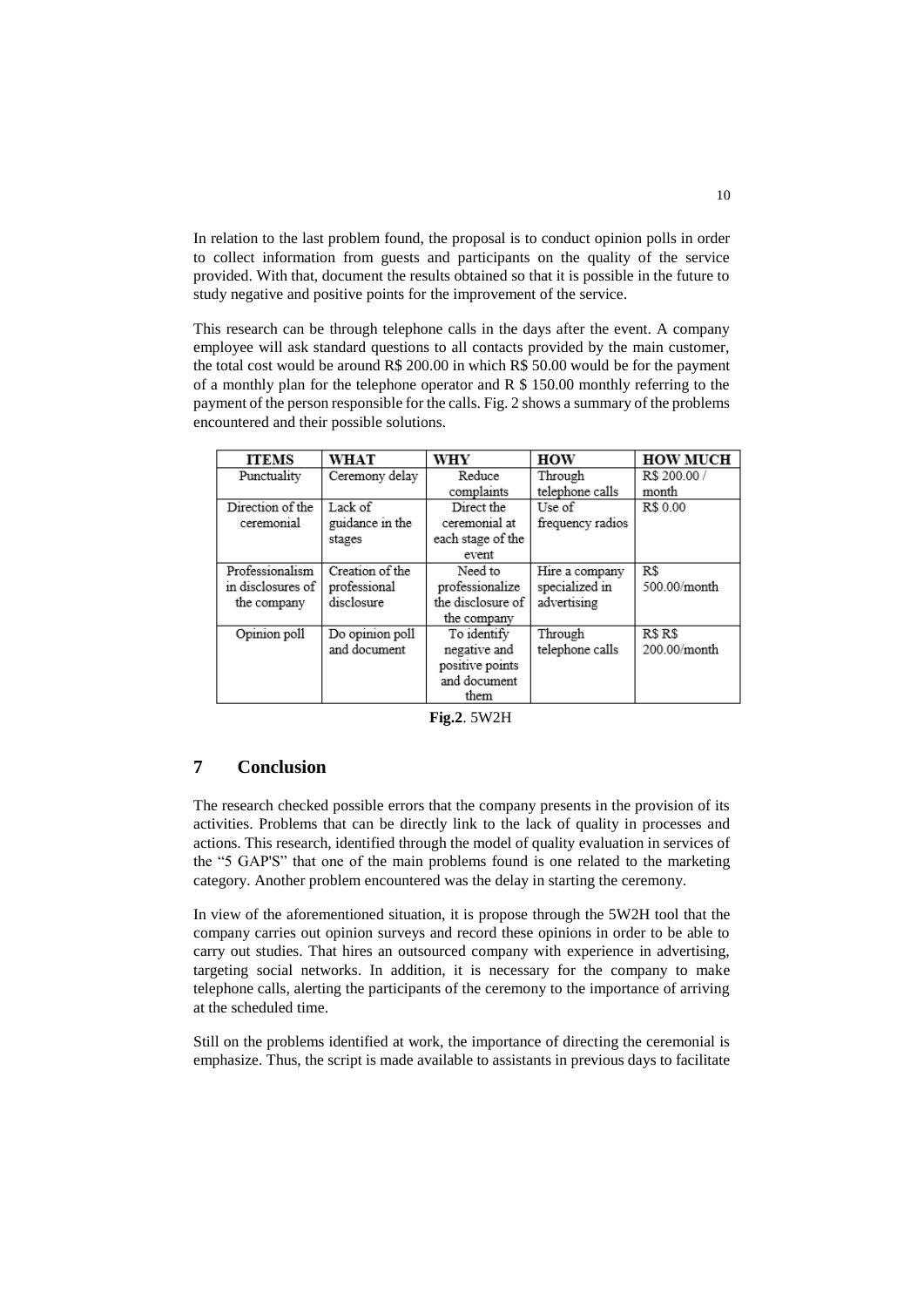In relation to the last problem found, the proposal is to conduct opinion polls in order to collect information from guests and participants on the quality of the service provided. With that, document the results obtained so that it is possible in the future to study negative and positive points for the improvement of the service.

This research can be through telephone calls in the days after the event. A company employee will ask standard questions to all contacts provided by the main customer, the total cost would be around R$ 200.00 in which R$ 50.00 would be for the payment of a monthly plan for the telephone operator and R $ 150.00 monthly referring to the payment of the person responsible for the calls. Fig. 2 shows a summary of the problems encountered and their possible solutions.

| ITEMS | WHAT | WHY | HOW | HOW MUCH |
|---|---|---|---|---|
| Punctuality | Ceremony delay | Reduce complaints | Through telephone calls | R$ 200.00 / month |
| Direction of the ceremonial | Lack of guidance in the stages | Direct the ceremonial at each stage of the event | Use of frequency radios | R$ 0.00 |
| Professionalism in disclosures of the company | Creation of the professional disclosure | Need to professionalize the disclosure of the company | Hire a company specialized in advertising | R$ 500.00/month |
| Opinion poll | Do opinion poll and document | To identify negative and positive points and document them | Through telephone calls | R$ R$ 200.00/month |

**Fig.2**. 5W2H

## 7 Conclusion

The research checked possible errors that the company presents in the provision of its activities. Problems that can be directly link to the lack of quality in processes and actions. This research, identified through the model of quality evaluation in services of the "5 GAP'S" that one of the main problems found is one related to the marketing category. Another problem encountered was the delay in starting the ceremony.

In view of the aforementioned situation, it is propose through the 5W2H tool that the company carries out opinion surveys and record these opinions in order to be able to carry out studies. That hires an outsourced company with experience in advertising, targeting social networks. In addition, it is necessary for the company to make telephone calls, alerting the participants of the ceremony to the importance of arriving at the scheduled time.

Still on the problems identified at work, the importance of directing the ceremonial is emphasize. Thus, the script is made available to assistants in previous days to facilitate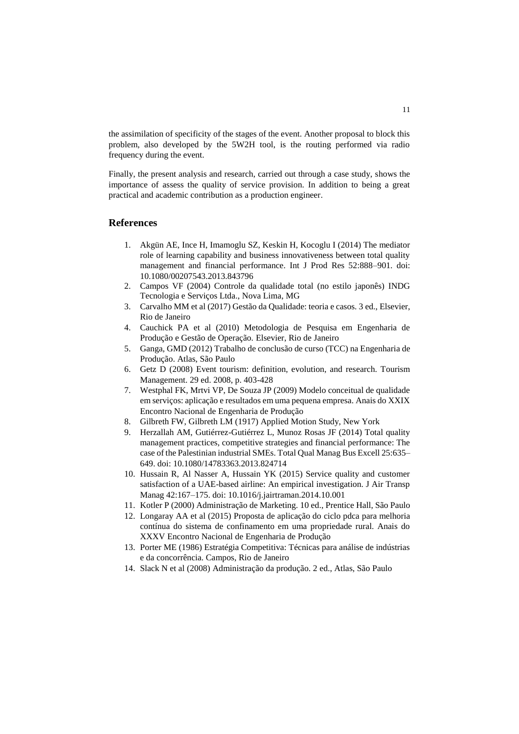the assimilation of specificity of the stages of the event. Another proposal to block this problem, also developed by the 5W2H tool, is the routing performed via radio frequency during the event.

Finally, the present analysis and research, carried out through a case study, shows the importance of assess the quality of service provision. In addition to being a great practical and academic contribution as a production engineer.

## References

1. Akgün AE, Ince H, Imamoglu SZ, Keskin H, Kocoglu I (2014) The mediator role of learning capability and business innovativeness between total quality management and financial performance. Int J Prod Res 52:888–901. doi: 10.1080/00207543.2013.843796
2. Campos VF (2004) Controle da qualidade total (no estilo japonês) INDG Tecnologia e Serviços Ltda., Nova Lima, MG
3. Carvalho MM et al (2017) Gestão da Qualidade: teoria e casos. 3 ed., Elsevier, Rio de Janeiro
4. Cauchick PA et al (2010) Metodologia de Pesquisa em Engenharia de Produção e Gestão de Operação. Elsevier, Rio de Janeiro
5. Ganga, GMD (2012) Trabalho de conclusão de curso (TCC) na Engenharia de Produção. Atlas, São Paulo
6. Getz D (2008) Event tourism: definition, evolution, and research. Tourism Management. 29 ed. 2008, p. 403-428
7. Westphal FK, Mrtvi VP, De Souza JP (2009) Modelo conceitual de qualidade em serviços: aplicação e resultados em uma pequena empresa. Anais do XXIX Encontro Nacional de Engenharia de Produção
8. Gilbreth FW, Gilbreth LM (1917) Applied Motion Study, New York
9. Herzallah AM, Gutiérrez-Gutiérrez L, Munoz Rosas JF (2014) Total quality management practices, competitive strategies and financial performance: The case of the Palestinian industrial SMEs. Total Qual Manag Bus Excell 25:635–649. doi: 10.1080/14783363.2013.824714
10. Hussain R, Al Nasser A, Hussain YK (2015) Service quality and customer satisfaction of a UAE-based airline: An empirical investigation. J Air Transp Manag 42:167–175. doi: 10.1016/j.jairtraman.2014.10.001
11. Kotler P (2000) Administração de Marketing. 10 ed., Prentice Hall, São Paulo
12. Longaray AA et al (2015) Proposta de aplicação do ciclo pdca para melhoria contínua do sistema de confinamento em uma propriedade rural. Anais do XXXV Encontro Nacional de Engenharia de Produção
13. Porter ME (1986) Estratégia Competitiva: Técnicas para análise de indústrias e da concorrência. Campos, Rio de Janeiro
14. Slack N et al (2008) Administração da produção. 2 ed., Atlas, São Paulo